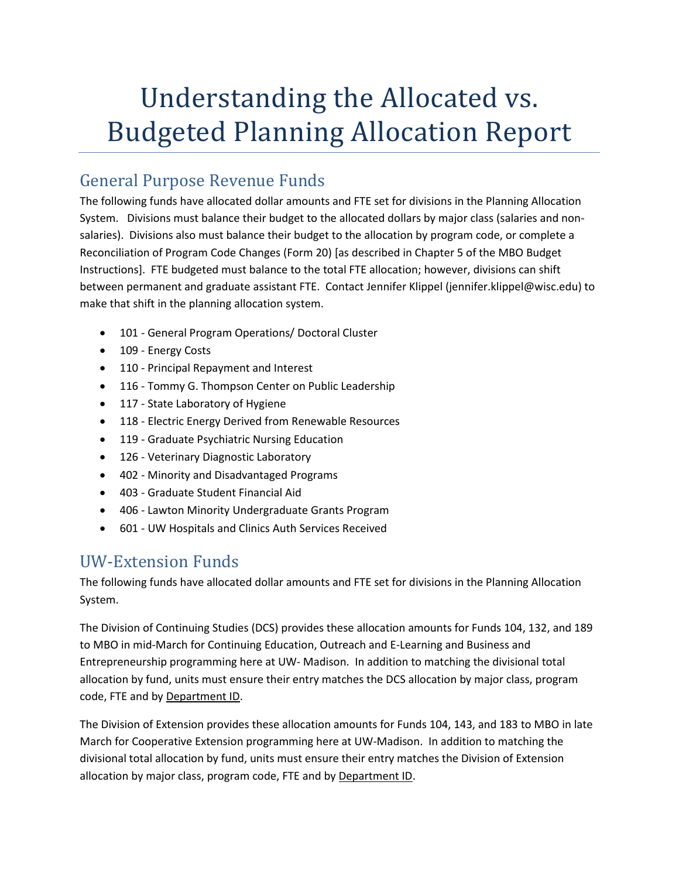# Understanding the Allocated vs. Budgeted Planning Allocation Report

## General Purpose Revenue Funds

The following funds have allocated dollar amounts and FTE set for divisions in the Planning Allocation System. Divisions must balance their budget to the allocated dollars by major class (salaries and non-salaries). Divisions also must balance their budget to the allocation by program code, or complete a Reconciliation of Program Code Changes (Form 20) [as described in Chapter 5 of the MBO Budget Instructions]. FTE budgeted must balance to the total FTE allocation; however, divisions can shift between permanent and graduate assistant FTE. Contact Jennifer Klippel (jennifer.klippel@wisc.edu) to make that shift in the planning allocation system.

- 101 - General Program Operations/ Doctoral Cluster
- 109 - Energy Costs
- 110 - Principal Repayment and Interest
- 116 - Tommy G. Thompson Center on Public Leadership
- 117 - State Laboratory of Hygiene
- 118 - Electric Energy Derived from Renewable Resources
- 119 - Graduate Psychiatric Nursing Education
- 126 - Veterinary Diagnostic Laboratory
- 402 - Minority and Disadvantaged Programs
- 403 - Graduate Student Financial Aid
- 406 - Lawton Minority Undergraduate Grants Program
- 601 - UW Hospitals and Clinics Auth Services Received

## UW-Extension Funds

The following funds have allocated dollar amounts and FTE set for divisions in the Planning Allocation System.

The Division of Continuing Studies (DCS) provides these allocation amounts for Funds 104, 132, and 189 to MBO in mid-March for Continuing Education, Outreach and E-Learning and Business and Entrepreneurship programming here at UW- Madison. In addition to matching the divisional total allocation by fund, units must ensure their entry matches the DCS allocation by major class, program code, FTE and by Department ID.

The Division of Extension provides these allocation amounts for Funds 104, 143, and 183 to MBO in late March for Cooperative Extension programming here at UW-Madison. In addition to matching the divisional total allocation by fund, units must ensure their entry matches the Division of Extension allocation by major class, program code, FTE and by Department ID.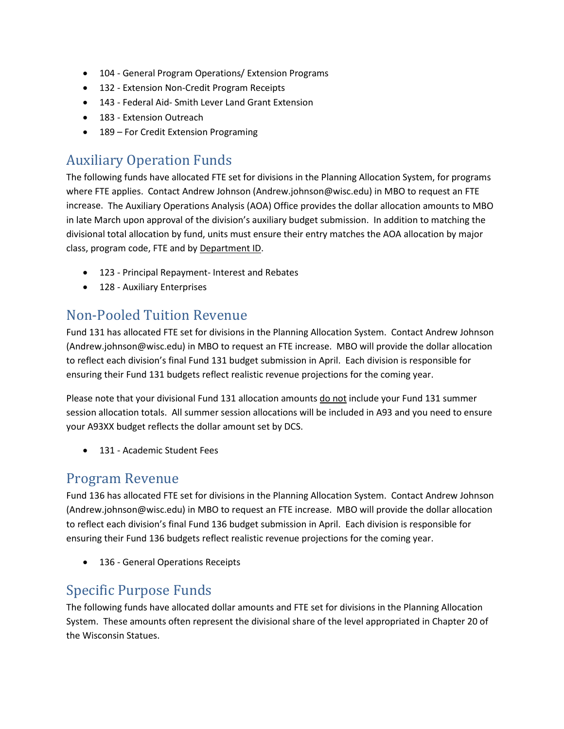- 104 - General Program Operations/ Extension Programs
- 132 - Extension Non-Credit Program Receipts
- 143 - Federal Aid- Smith Lever Land Grant Extension
- 183 - Extension Outreach
- 189 – For Credit Extension Programing

## Auxiliary Operation Funds

The following funds have allocated FTE set for divisions in the Planning Allocation System, for programs where FTE applies. Contact Andrew Johnson (Andrew.johnson@wisc.edu) in MBO to request an FTE increase. The Auxiliary Operations Analysis (AOA) Office provides the dollar allocation amounts to MBO in late March upon approval of the division's auxiliary budget submission. In addition to matching the divisional total allocation by fund, units must ensure their entry matches the AOA allocation by major class, program code, FTE and by Department ID.

- 123 - Principal Repayment- Interest and Rebates
- 128 - Auxiliary Enterprises

## Non-Pooled Tuition Revenue

Fund 131 has allocated FTE set for divisions in the Planning Allocation System. Contact Andrew Johnson (Andrew.johnson@wisc.edu) in MBO to request an FTE increase. MBO will provide the dollar allocation to reflect each division's final Fund 131 budget submission in April. Each division is responsible for ensuring their Fund 131 budgets reflect realistic revenue projections for the coming year.

Please note that your divisional Fund 131 allocation amounts do not include your Fund 131 summer session allocation totals. All summer session allocations will be included in A93 and you need to ensure your A93XX budget reflects the dollar amount set by DCS.

- 131 - Academic Student Fees

## Program Revenue

Fund 136 has allocated FTE set for divisions in the Planning Allocation System. Contact Andrew Johnson (Andrew.johnson@wisc.edu) in MBO to request an FTE increase. MBO will provide the dollar allocation to reflect each division's final Fund 136 budget submission in April. Each division is responsible for ensuring their Fund 136 budgets reflect realistic revenue projections for the coming year.

- 136 - General Operations Receipts

## Specific Purpose Funds

The following funds have allocated dollar amounts and FTE set for divisions in the Planning Allocation System. These amounts often represent the divisional share of the level appropriated in Chapter 20 of the Wisconsin Statues.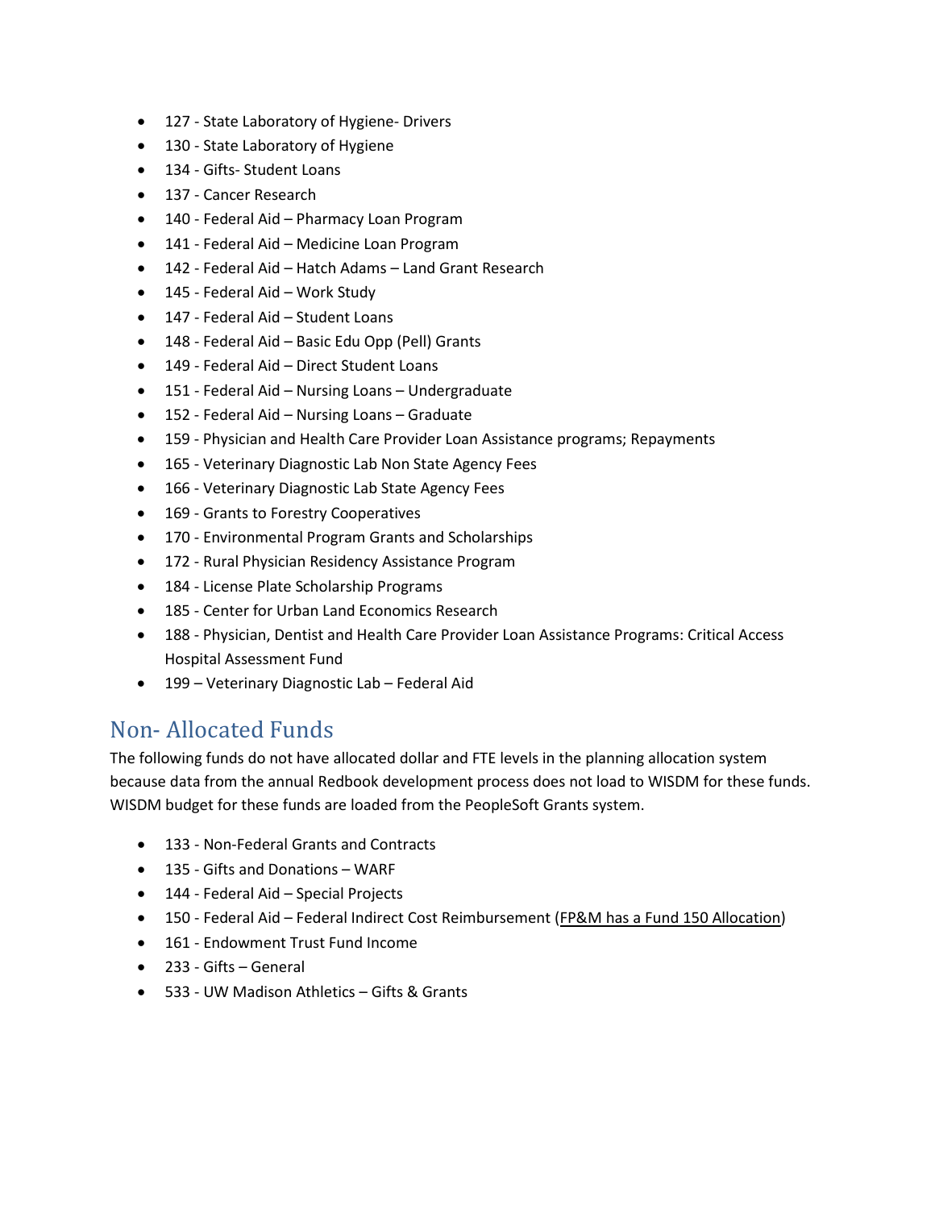- 127 - State Laboratory of Hygiene- Drivers
- 130 - State Laboratory of Hygiene
- 134 - Gifts- Student Loans
- 137 - Cancer Research
- 140 - Federal Aid – Pharmacy Loan Program
- 141 - Federal Aid – Medicine Loan Program
- 142 - Federal Aid – Hatch Adams – Land Grant Research
- 145 - Federal Aid – Work Study
- 147 - Federal Aid – Student Loans
- 148 - Federal Aid – Basic Edu Opp (Pell) Grants
- 149 - Federal Aid – Direct Student Loans
- 151 - Federal Aid – Nursing Loans – Undergraduate
- 152 - Federal Aid – Nursing Loans – Graduate
- 159 - Physician and Health Care Provider Loan Assistance programs; Repayments
- 165 - Veterinary Diagnostic Lab Non State Agency Fees
- 166 - Veterinary Diagnostic Lab State Agency Fees
- 169 - Grants to Forestry Cooperatives
- 170 - Environmental Program Grants and Scholarships
- 172 - Rural Physician Residency Assistance Program
- 184 - License Plate Scholarship Programs
- 185 - Center for Urban Land Economics Research
- 188 - Physician, Dentist and Health Care Provider Loan Assistance Programs: Critical Access Hospital Assessment Fund
- 199 – Veterinary Diagnostic Lab – Federal Aid

## Non- Allocated Funds

The following funds do not have allocated dollar and FTE levels in the planning allocation system because data from the annual Redbook development process does not load to WISDM for these funds. WISDM budget for these funds are loaded from the PeopleSoft Grants system.

- 133 - Non-Federal Grants and Contracts
- 135 - Gifts and Donations – WARF
- 144 - Federal Aid – Special Projects
- 150 - Federal Aid – Federal Indirect Cost Reimbursement (FP&M has a Fund 150 Allocation)
- 161 - Endowment Trust Fund Income
- 233 - Gifts – General
- 533 - UW Madison Athletics – Gifts & Grants